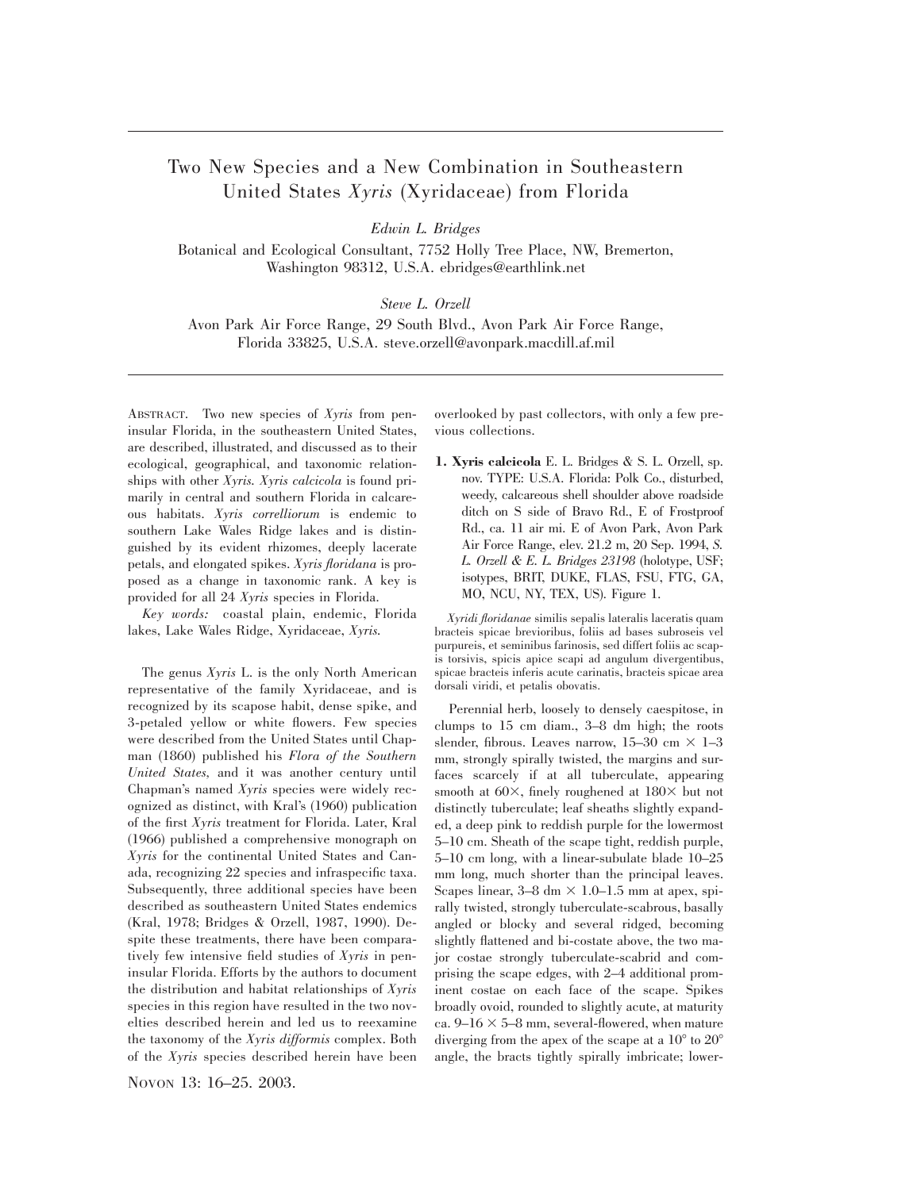# Two New Species and a New Combination in Southeastern United States *Xyris* (Xyridaceae) from Florida

*Edwin L. Bridges*

Botanical and Ecological Consultant, 7752 Holly Tree Place, NW, Bremerton, Washington 98312, U.S.A. ebridges@earthlink.net

*Steve L. Orzell*

Avon Park Air Force Range, 29 South Blvd., Avon Park Air Force Range, Florida 33825, U.S.A. steve.orzell@avonpark.macdill.af.mil

ABSTRACT. Two new species of *Xyris* from peninsular Florida, in the southeastern United States, are described, illustrated, and discussed as to their ecological, geographical, and taxonomic relationships with other *Xyris*. *Xyris calcicola* is found primarily in central and southern Florida in calcareous habitats. *Xyris correlliorum* is endemic to southern Lake Wales Ridge lakes and is distinguished by its evident rhizomes, deeply lacerate petals, and elongated spikes. *Xyris floridana* is proposed as a change in taxonomic rank. A key is provided for all 24 *Xyris* species in Florida.

*Key words:* coastal plain, endemic, Florida lakes, Lake Wales Ridge, Xyridaceae, *Xyris*.

The genus *Xyris* L. is the only North American representative of the family Xyridaceae, and is recognized by its scapose habit, dense spike, and 3-petaled yellow or white flowers. Few species were described from the United States until Chapman (1860) published his *Flora of the Southern United States*, and it was another century until Chapman's named *Xyris* species were widely recognized as distinct, with Kral's (1960) publication of the first *Xyris* treatment for Florida. Later, Kral (1966) published a comprehensive monograph on *Xyris* for the continental United States and Canada, recognizing 22 species and infraspecific taxa. Subsequently, three additional species have been described as southeastern United States endemics (Kral, 1978; Bridges & Orzell, 1987, 1990). Despite these treatments, there have been comparatively few intensive field studies of *Xyris* in peninsular Florida. Efforts by the authors to document the distribution and habitat relationships of *Xyris* species in this region have resulted in the two novelties described herein and led us to reexamine the taxonomy of the *Xyris difformis* complex. Both of the *Xyris* species described herein have been overlooked by past collectors, with only a few previous collections.

**1. Xyris calcicola** E. L. Bridges & S. L. Orzell, sp. nov. TYPE: U.S.A. Florida: Polk Co., disturbed, weedy, calcareous shell shoulder above roadside ditch on S side of Bravo Rd., E of Frostproof Rd., ca. 11 air mi. E of Avon Park, Avon Park Air Force Range, elev. 21.2 m, 20 Sep. 1994, *S. L. Orzell & E. L. Bridges 23198* (holotype, USF; isotypes, BRIT, DUKE, FLAS, FSU, FTG, GA, MO, NCU, NY, TEX, US). Figure 1.

*Xyridi floridanae* similis sepalis lateralis laceratis quam bracteis spicae brevioribus, foliis ad bases subroseis vel purpureis, et seminibus farinosis, sed differt foliis ac scapis torsivis, spicis apice scapi ad angulum divergentibus, spicae bracteis inferis acute carinatis, bracteis spicae area dorsali viridi, et petalis obovatis.

Perennial herb, loosely to densely caespitose, in clumps to 15 cm diam., 3–8 dm high; the roots slender, fibrous. Leaves narrow, 15–30 cm × 1–3 mm, strongly spirally twisted, the margins and surfaces scarcely if at all tuberculate, appearing smooth at 60×, finely roughened at 180× but not distinctly tuberculate; leaf sheaths slightly expanded, a deep pink to reddish purple for the lowermost 5–10 cm. Sheath of the scape tight, reddish purple, 5–10 cm long, with a linear-subulate blade 10–25 mm long, much shorter than the principal leaves. Scapes linear, 3–8 dm × 1.0–1.5 mm at apex, spirally twisted, strongly tuberculate-scabrous, basally angled or blocky and several ridged, becoming slightly flattened and bi-costate above, the two major costae strongly tuberculate-scabrid and comprising the scape edges, with 2–4 additional prominent costae on each face of the scape. Spikes broadly ovoid, rounded to slightly acute, at maturity ca. 9–16 × 5–8 mm, several-flowered, when mature diverging from the apex of the scape at a 10° to 20° angle, the bracts tightly spirally imbricate; lower-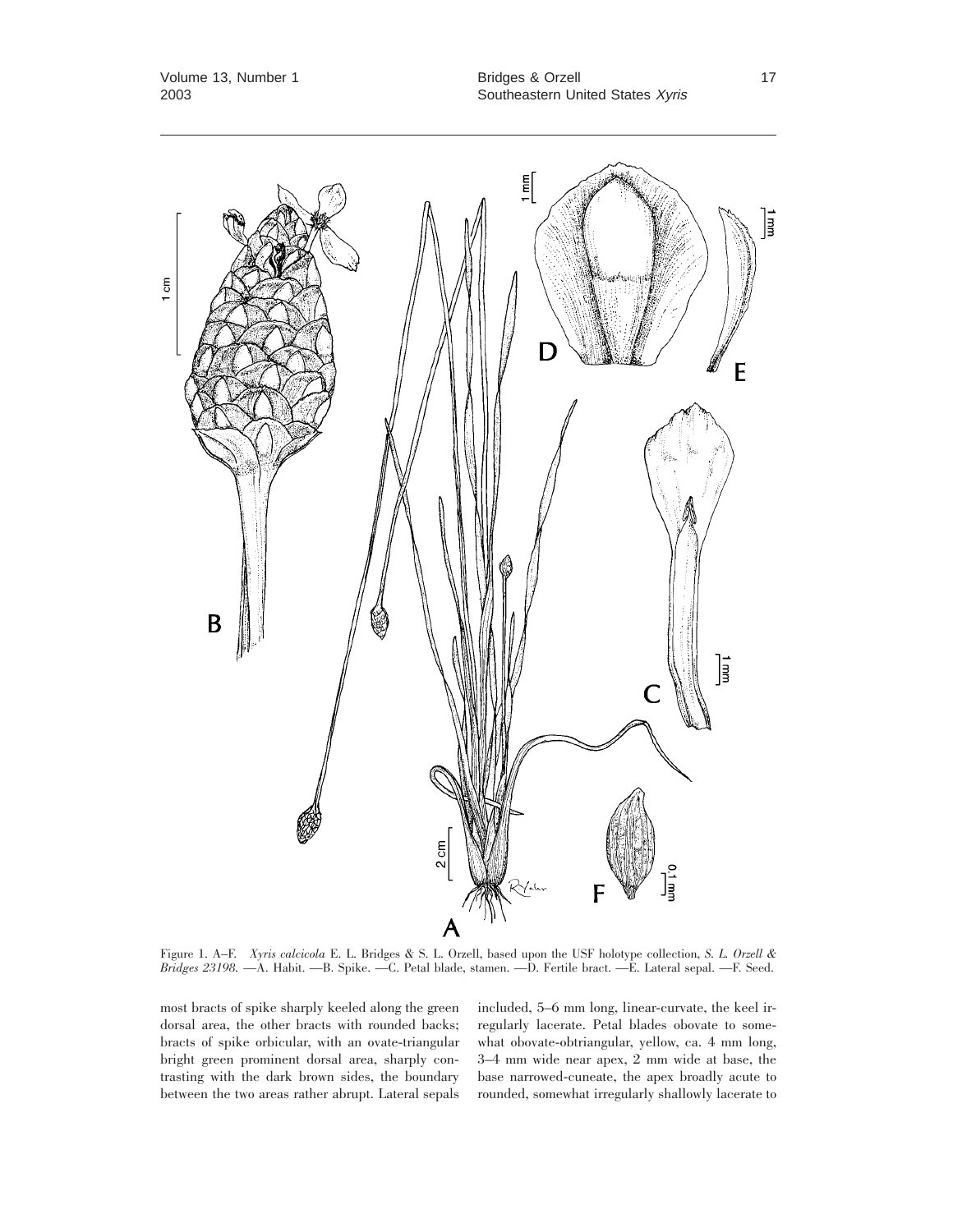Figure 1. A–F. *Xyris calcicola* E. L. Bridges & S. L. Orzell, based upon the USF holotype collection, *S. L. Orzell & Bridges 23198.* —A. Habit. —B. Spike. —C. Petal blade, stamen. —D. Fertile bract. —E. Lateral sepal. —F. Seed.

most bracts of spike sharply keeled along the green dorsal area, the other bracts with rounded backs; bracts of spike orbicular, with an ovate-triangular bright green prominent dorsal area, sharply contrasting with the dark brown sides, the boundary between the two areas rather abrupt. Lateral sepals included, 5–6 mm long, linear-curvate, the keel irregularly lacerate. Petal blades obovate to somewhat obovate-obtriangular, yellow, ca. 4 mm long, 3–4 mm wide near apex, 2 mm wide at base, the base narrowed-cuneate, the apex broadly acute to rounded, somewhat irregularly shallowly lacerate to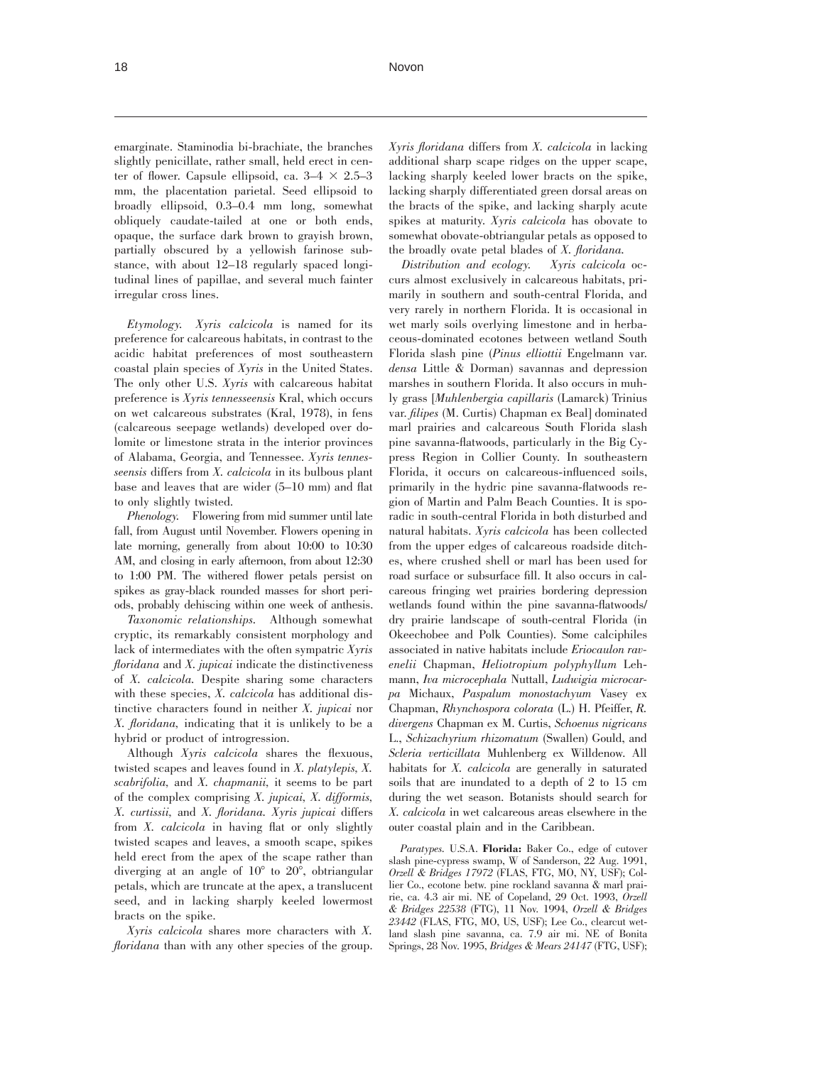emarginate. Staminodia bi-brachiate, the branches slightly penicillate, rather small, held erect in center of flower. Capsule ellipsoid, ca. 3–4 × 2.5–3 mm, the placentation parietal. Seed ellipsoid to broadly ellipsoid, 0.3–0.4 mm long, somewhat obliquely caudate-tailed at one or both ends, opaque, the surface dark brown to grayish brown, partially obscured by a yellowish farinose substance, with about 12–18 regularly spaced longitudinal lines of papillae, and several much fainter irregular cross lines.

*Etymology.* *Xyris calcicola* is named for its preference for calcareous habitats, in contrast to the acidic habitat preferences of most southeastern coastal plain species of *Xyris* in the United States. The only other U.S. *Xyris* with calcareous habitat preference is *Xyris tennesseensis* Kral, which occurs on wet calcareous substrates (Kral, 1978), in fens (calcareous seepage wetlands) developed over dolomite or limestone strata in the interior provinces of Alabama, Georgia, and Tennessee. *Xyris tennesseensis* differs from *X. calcicola* in its bulbous plant base and leaves that are wider (5–10 mm) and flat to only slightly twisted.

*Phenology.* Flowering from mid summer until late fall, from August until November. Flowers opening in late morning, generally from about 10:00 to 10:30 AM, and closing in early afternoon, from about 12:30 to 1:00 PM. The withered flower petals persist on spikes as gray-black rounded masses for short periods, probably dehiscing within one week of anthesis.

*Taxonomic relationships.* Although somewhat cryptic, its remarkably consistent morphology and lack of intermediates with the often sympatric *Xyris floridana* and *X. jupicai* indicate the distinctiveness of *X. calcicola*. Despite sharing some characters with these species, *X. calcicola* has additional distinctive characters found in neither *X. jupicai* nor *X. floridana*, indicating that it is unlikely to be a hybrid or product of introgression.

Although *Xyris calcicola* shares the flexuous, twisted scapes and leaves found in *X. platylepis*, *X. scabrifolia*, and *X. chapmanii*, it seems to be part of the complex comprising *X. jupicai*, *X. difformis*, *X. curtissii*, and *X. floridana*. *Xyris jupicai* differs from *X. calcicola* in having flat or only slightly twisted scapes and leaves, a smooth scape, spikes held erect from the apex of the scape rather than diverging at an angle of 10° to 20°, obtriangular petals, which are truncate at the apex, a translucent seed, and in lacking sharply keeled lowermost bracts on the spike.

*Xyris calcicola* shares more characters with *X. floridana* than with any other species of the group. *Xyris floridana* differs from *X. calcicola* in lacking additional sharp scape ridges on the upper scape, lacking sharply keeled lower bracts on the spike, lacking sharply differentiated green dorsal areas on the bracts of the spike, and lacking sharply acute spikes at maturity. *Xyris calcicola* has obovate to somewhat obovate-obtriangular petals as opposed to the broadly ovate petal blades of *X. floridana*.

*Distribution and ecology.* *Xyris calcicola* occurs almost exclusively in calcareous habitats, primarily in southern and south-central Florida, and very rarely in northern Florida. It is occasional in wet marly soils overlying limestone and in herbaceous-dominated ecotones between wetland South Florida slash pine (*Pinus elliottii* Engelmann var. *densa* Little & Dorman) savannas and depression marshes in southern Florida. It also occurs in muhly grass [*Muhlenbergia capillaris* (Lamarck) Trinius var. *filipes* (M. Curtis) Chapman ex Beal] dominated marl prairies and calcareous South Florida slash pine savanna-flatwoods, particularly in the Big Cypress Region in Collier County. In southeastern Florida, it occurs on calcareous-influenced soils, primarily in the hydric pine savanna-flatwoods region of Martin and Palm Beach Counties. It is sporadic in south-central Florida in both disturbed and natural habitats. *Xyris calcicola* has been collected from the upper edges of calcareous roadside ditches, where crushed shell or marl has been used for road surface or subsurface fill. It also occurs in calcareous fringing wet prairies bordering depression wetlands found within the pine savanna-flatwoods/dry prairie landscape of south-central Florida (in Okeechobee and Polk Counties). Some calciphiles associated in native habitats include *Eriocaulon ravenelii* Chapman, *Heliotropium polyphyllum* Lehmann, *Iva microcephala* Nuttall, *Ludwigia microcarpa* Michaux, *Paspalum monostachyum* Vasey ex Chapman, *Rhynchospora colorata* (L.) H. Pfeiffer, *R. divergens* Chapman ex M. Curtis, *Schoenus nigricans* L., *Schizachyrium rhizomatum* (Swallen) Gould, and *Scleria verticillata* Muhlenberg ex Willdenow. All habitats for *X. calcicola* are generally in saturated soils that are inundated to a depth of 2 to 15 cm during the wet season. Botanists should search for *X. calcicola* in wet calcareous areas elsewhere in the outer coastal plain and in the Caribbean.

*Paratypes.* U.S.A. **Florida:** Baker Co., edge of cutover slash pine-cypress swamp, W of Sanderson, 22 Aug. 1991, *Orzell & Bridges 17972* (FLAS, FTG, MO, NY, USF); Collier Co., ecotone betw. pine rockland savanna & marl prairie, ca. 4.3 air mi. NE of Copeland, 29 Oct. 1993, *Orzell & Bridges 22538* (FTG), 11 Nov. 1994, *Orzell & Bridges 23442* (FLAS, FTG, MO, US, USF); Lee Co., clearcut wetland slash pine savanna, ca. 7.9 air mi. NE of Bonita Springs, 28 Nov. 1995, *Bridges & Mears 24147* (FTG, USF);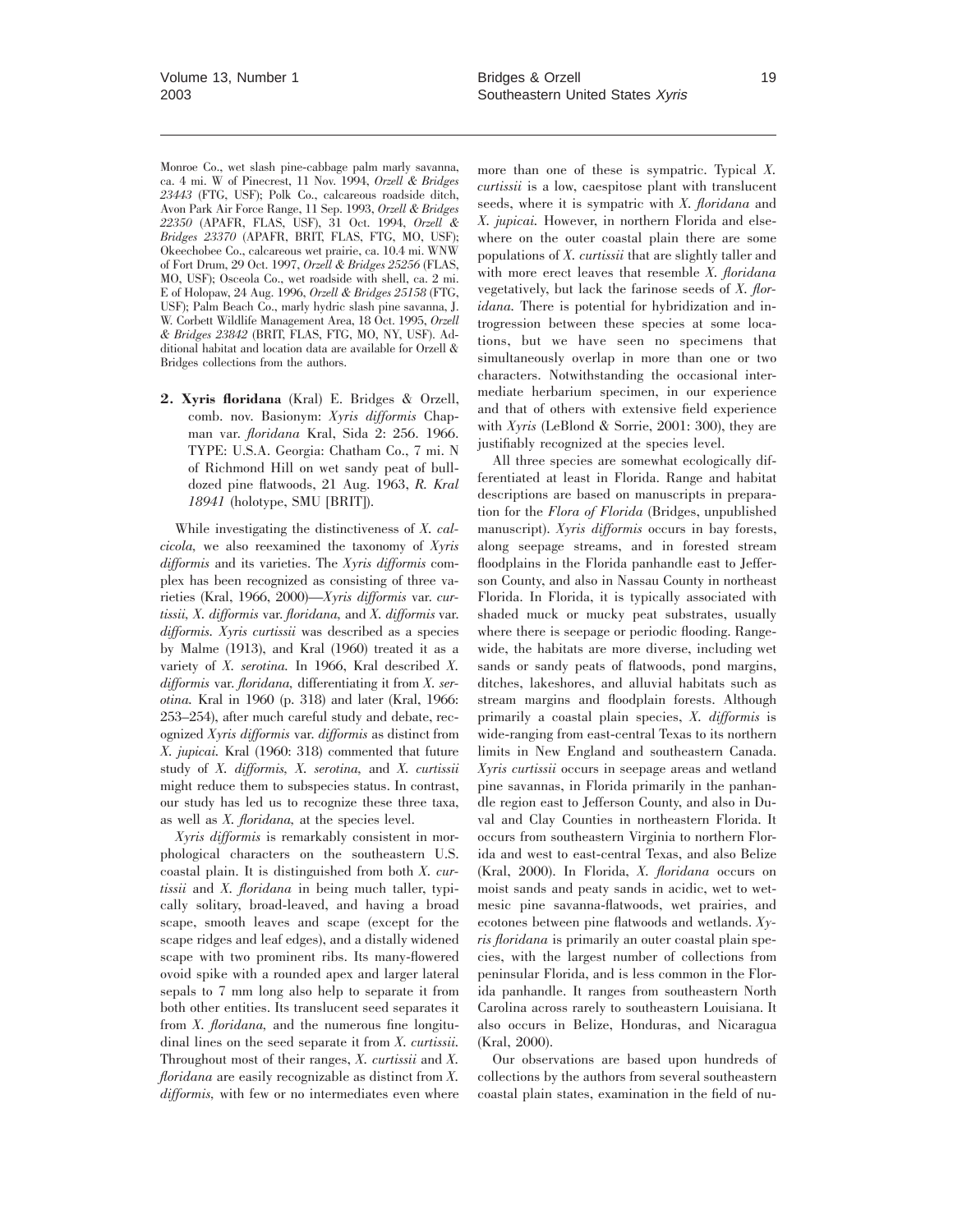Monroe Co., wet slash pine-cabbage palm marly savanna, ca. 4 mi. W of Pinecrest, 11 Nov. 1994, *Orzell & Bridges 23443* (FTG, USF); Polk Co., calcareous roadside ditch, Avon Park Air Force Range, 11 Sep. 1993, *Orzell & Bridges 22350* (APAFR, FLAS, USF), 31 Oct. 1994, *Orzell & Bridges 23370* (APAFR, BRIT, FLAS, FTG, MO, USF); Okeechobee Co., calcareous wet prairie, ca. 10.4 mi. WNW of Fort Drum, 29 Oct. 1997, *Orzell & Bridges 25256* (FLAS, MO, USF); Osceola Co., wet roadside with shell, ca. 2 mi. E of Holopaw, 24 Aug. 1996, *Orzell & Bridges 25158* (FTG, USF); Palm Beach Co., marly hydric slash pine savanna, J. W. Corbett Wildlife Management Area, 18 Oct. 1995, *Orzell & Bridges 23842* (BRIT, FLAS, FTG, MO, NY, USF). Additional habitat and location data are available for Orzell & Bridges collections from the authors.

**2. Xyris floridana** (Kral) E. Bridges & Orzell, comb. nov. Basionym: *Xyris difformis* Chapman var. *floridana* Kral, Sida 2: 256. 1966. TYPE: U.S.A. Georgia: Chatham Co., 7 mi. N of Richmond Hill on wet sandy peat of bulldozed pine flatwoods, 21 Aug. 1963, *R. Kral 18941* (holotype, SMU [BRIT]).

While investigating the distinctiveness of *X. calcicola*, we also reexamined the taxonomy of *Xyris difformis* and its varieties. The *Xyris difformis* complex has been recognized as consisting of three varieties (Kral, 1966, 2000)—*Xyris difformis* var. *curtissii*, *X. difformis* var. *floridana*, and *X. difformis* var. *difformis*. *Xyris curtissii* was described as a species by Malme (1913), and Kral (1960) treated it as a variety of *X. serotina*. In 1966, Kral described *X. difformis* var. *floridana*, differentiating it from *X. serotina*. Kral in 1960 (p. 318) and later (Kral, 1966: 253–254), after much careful study and debate, recognized *Xyris difformis* var. *difformis* as distinct from *X. jupicai*. Kral (1960: 318) commented that future study of *X. difformis*, *X. serotina*, and *X. curtissii* might reduce them to subspecies status. In contrast, our study has led us to recognize these three taxa, as well as *X. floridana*, at the species level.

*Xyris difformis* is remarkably consistent in morphological characters on the southeastern U.S. coastal plain. It is distinguished from both *X. curtissii* and *X. floridana* in being much taller, typically solitary, broad-leaved, and having a broad scape, smooth leaves and scape (except for the scape ridges and leaf edges), and a distally widened scape with two prominent ribs. Its many-flowered ovoid spike with a rounded apex and larger lateral sepals to 7 mm long also help to separate it from both other entities. Its translucent seed separates it from *X. floridana*, and the numerous fine longitudinal lines on the seed separate it from *X. curtissii*. Throughout most of their ranges, *X. curtissii* and *X. floridana* are easily recognizable as distinct from *X. difformis*, with few or no intermediates even where more than one of these is sympatric. Typical *X. curtissii* is a low, caespitose plant with translucent seeds, where it is sympatric with *X. floridana* and *X. jupicai*. However, in northern Florida and elsewhere on the outer coastal plain there are some populations of *X. curtissii* that are slightly taller and with more erect leaves that resemble *X. floridana* vegetatively, but lack the farinose seeds of *X. floridana*. There is potential for hybridization and introgression between these species at some locations, but we have seen no specimens that simultaneously overlap in more than one or two characters. Notwithstanding the occasional intermediate herbarium specimen, in our experience and that of others with extensive field experience with *Xyris* (LeBlond & Sorrie, 2001: 300), they are justifiably recognized at the species level.

All three species are somewhat ecologically differentiated at least in Florida. Range and habitat descriptions are based on manuscripts in preparation for the *Flora of Florida* (Bridges, unpublished manuscript). *Xyris difformis* occurs in bay forests, along seepage streams, and in forested stream floodplains in the Florida panhandle east to Jefferson County, and also in Nassau County in northeast Florida. In Florida, it is typically associated with shaded muck or mucky peat substrates, usually where there is seepage or periodic flooding. Rangewide, the habitats are more diverse, including wet sands or sandy peats of flatwoods, pond margins, ditches, lakeshores, and alluvial habitats such as stream margins and floodplain forests. Although primarily a coastal plain species, *X. difformis* is wide-ranging from east-central Texas to its northern limits in New England and southeastern Canada. *Xyris curtissii* occurs in seepage areas and wetland pine savannas, in Florida primarily in the panhandle region east to Jefferson County, and also in Duval and Clay Counties in northeastern Florida. It occurs from southeastern Virginia to northern Florida and west to east-central Texas, and also Belize (Kral, 2000). In Florida, *X. floridana* occurs on moist sands and peaty sands in acidic, wet to wet-mesic pine savanna-flatwoods, wet prairies, and ecotones between pine flatwoods and wetlands. *Xyris floridana* is primarily an outer coastal plain species, with the largest number of collections from peninsular Florida, and is less common in the Florida panhandle. It ranges from southeastern North Carolina across rarely to southeastern Louisiana. It also occurs in Belize, Honduras, and Nicaragua (Kral, 2000).

Our observations are based upon hundreds of collections by the authors from several southeastern coastal plain states, examination in the field of nu-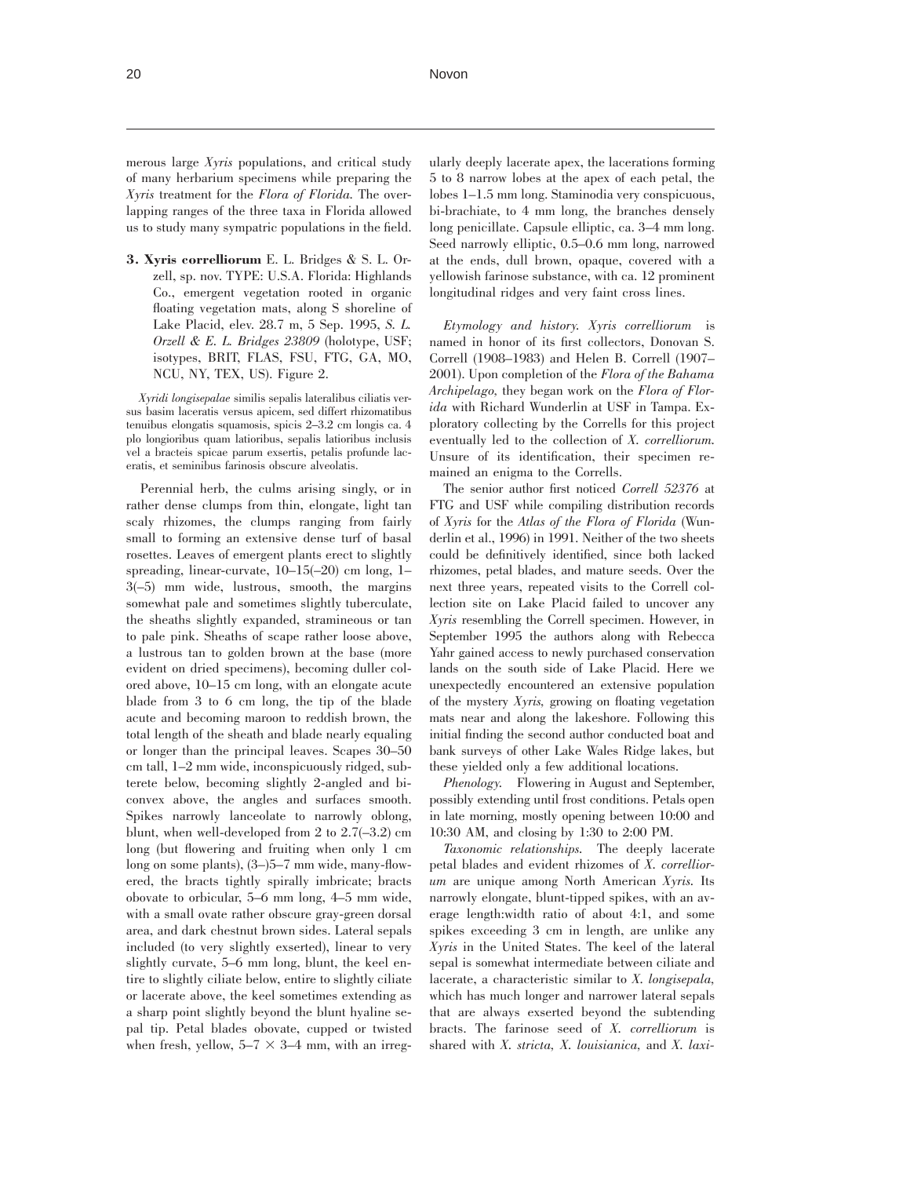merous large *Xyris* populations, and critical study of many herbarium specimens while preparing the *Xyris* treatment for the *Flora of Florida*. The overlapping ranges of the three taxa in Florida allowed us to study many sympatric populations in the field.

**3. Xyris correlliorum** E. L. Bridges & S. L. Orzell, sp. nov. TYPE: U.S.A. Florida: Highlands Co., emergent vegetation rooted in organic floating vegetation mats, along S shoreline of Lake Placid, elev. 28.7 m, 5 Sep. 1995, *S. L. Orzell & E. L. Bridges 23809* (holotype, USF; isotypes, BRIT, FLAS, FSU, FTG, GA, MO, NCU, NY, TEX, US). Figure 2.

*Xyridi longisepalae* similis sepalis lateralibus ciliatis versus basim laceratis versus apicem, sed differt rhizomatibus tenuibus elongatis squamosis, spicis 2–3.2 cm longis ca. 4 plo longioribus quam latioribus, sepalis latioribus inclusis vel a bracteis spicae parum exsertis, petalis profunde laceratis, et seminibus farinosis obscure alveolatis.

Perennial herb, the culms arising singly, or in rather dense clumps from thin, elongate, light tan scaly rhizomes, the clumps ranging from fairly small to forming an extensive dense turf of basal rosettes. Leaves of emergent plants erect to slightly spreading, linear-curvate, 10–15(–20) cm long, 1–3(–5) mm wide, lustrous, smooth, the margins somewhat pale and sometimes slightly tuberculate, the sheaths slightly expanded, stramineous or tan to pale pink. Sheaths of scape rather loose above, a lustrous tan to golden brown at the base (more evident on dried specimens), becoming duller colored above, 10–15 cm long, with an elongate acute blade from 3 to 6 cm long, the tip of the blade acute and becoming maroon to reddish brown, the total length of the sheath and blade nearly equaling or longer than the principal leaves. Scapes 30–50 cm tall, 1–2 mm wide, inconspicuously ridged, subterete below, becoming slightly 2-angled and biconvex above, the angles and surfaces smooth. Spikes narrowly lanceolate to narrowly oblong, blunt, when well-developed from 2 to 2.7(–3.2) cm long (but flowering and fruiting when only 1 cm long on some plants), (3–)5–7 mm wide, many-flowered, the bracts tightly spirally imbricate; bracts obovate to orbicular, 5–6 mm long, 4–5 mm wide, with a small ovate rather obscure gray-green dorsal area, and dark chestnut brown sides. Lateral sepals included (to very slightly exserted), linear to very slightly curvate, 5–6 mm long, blunt, the keel entire to slightly ciliate below, entire to slightly ciliate or lacerate above, the keel sometimes extending as a sharp point slightly beyond the blunt hyaline sepal tip. Petal blades obovate, cupped or twisted when fresh, yellow, 5–7 × 3–4 mm, with an irregularly deeply lacerate apex, the lacerations forming 5 to 8 narrow lobes at the apex of each petal, the lobes 1–1.5 mm long. Staminodia very conspicuous, bi-brachiate, to 4 mm long, the branches densely long penicillate. Capsule elliptic, ca. 3–4 mm long. Seed narrowly elliptic, 0.5–0.6 mm long, narrowed at the ends, dull brown, opaque, covered with a yellowish farinose substance, with ca. 12 prominent longitudinal ridges and very faint cross lines.

*Etymology and history.* *Xyris correlliorum* is named in honor of its first collectors, Donovan S. Correll (1908–1983) and Helen B. Correll (1907–2001). Upon completion of the *Flora of the Bahama Archipelago*, they began work on the *Flora of Florida* with Richard Wunderlin at USF in Tampa. Exploratory collecting by the Corrells for this project eventually led to the collection of *X. correlliorum*. Unsure of its identification, their specimen remained an enigma to the Corrells.

The senior author first noticed *Correll 52376* at FTG and USF while compiling distribution records of *Xyris* for the *Atlas of the Flora of Florida* (Wunderlin et al., 1996) in 1991. Neither of the two sheets could be definitively identified, since both lacked rhizomes, petal blades, and mature seeds. Over the next three years, repeated visits to the Correll collection site on Lake Placid failed to uncover any *Xyris* resembling the Correll specimen. However, in September 1995 the authors along with Rebecca Yahr gained access to newly purchased conservation lands on the south side of Lake Placid. Here we unexpectedly encountered an extensive population of the mystery *Xyris*, growing on floating vegetation mats near and along the lakeshore. Following this initial finding the second author conducted boat and bank surveys of other Lake Wales Ridge lakes, but these yielded only a few additional locations.

*Phenology.* Flowering in August and September, possibly extending until frost conditions. Petals open in late morning, mostly opening between 10:00 and 10:30 AM, and closing by 1:30 to 2:00 PM.

*Taxonomic relationships.* The deeply lacerate petal blades and evident rhizomes of *X. correlliorum* are unique among North American *Xyris*. Its narrowly elongate, blunt-tipped spikes, with an average length:width ratio of about 4:1, and some spikes exceeding 3 cm in length, are unlike any *Xyris* in the United States. The keel of the lateral sepal is somewhat intermediate between ciliate and lacerate, a characteristic similar to *X. longisepala*, which has much longer and narrower lateral sepals that are always exserted beyond the subtending bracts. The farinose seed of *X. correlliorum* is shared with *X. stricta*, *X. louisianica*, and *X. laxi-*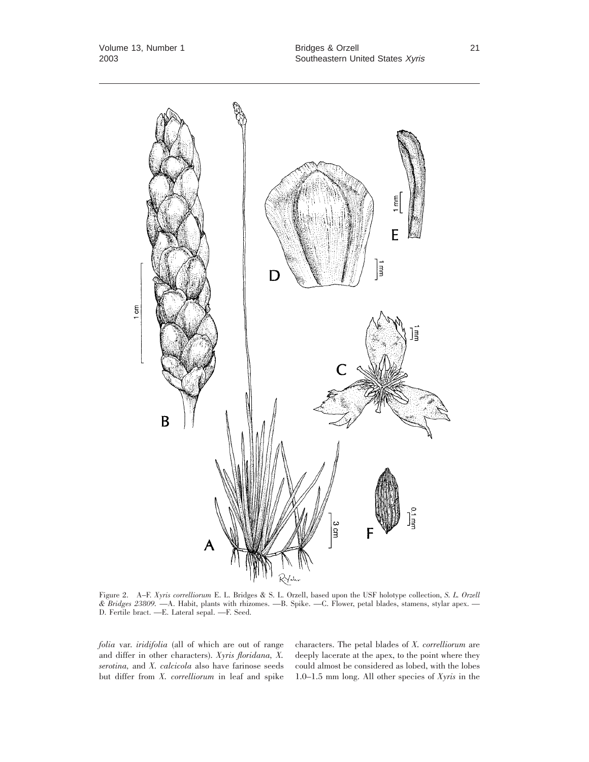Figure 2. A–F. *Xyris correlliorum* E. L. Bridges & S. L. Orzell, based upon the USF holotype collection, *S. L. Orzell & Bridges 23809.* —A. Habit, plants with rhizomes. —B. Spike. —C. Flower, petal blades, stamens, stylar apex. —D. Fertile bract. —E. Lateral sepal. —F. Seed.

*folia* var. *iridifolia* (all of which are out of range and differ in other characters). *Xyris floridana, X. serotina,* and *X. calcicola* also have farinose seeds but differ from *X. correlliorum* in leaf and spike characters. The petal blades of *X. correlliorum* are deeply lacerate at the apex, to the point where they could almost be considered as lobed, with the lobes 1.0–1.5 mm long. All other species of *Xyris* in the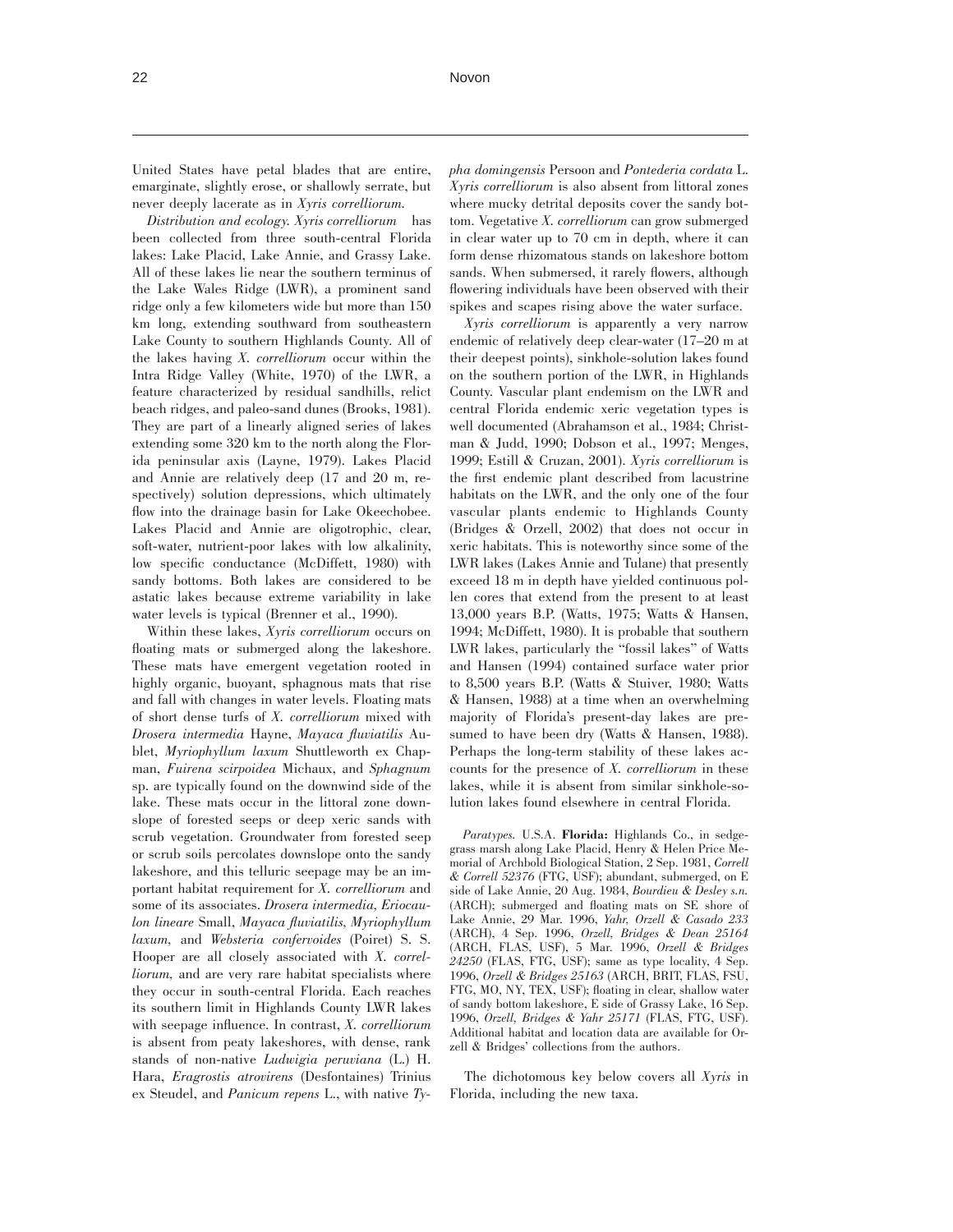United States have petal blades that are entire, emarginate, slightly erose, or shallowly serrate, but never deeply lacerate as in *Xyris correlliorum.*

*Distribution and ecology. Xyris correlliorum* has been collected from three south-central Florida lakes: Lake Placid, Lake Annie, and Grassy Lake. All of these lakes lie near the southern terminus of the Lake Wales Ridge (LWR), a prominent sand ridge only a few kilometers wide but more than 150 km long, extending southward from southeastern Lake County to southern Highlands County. All of the lakes having *X. correlliorum* occur within the Intra Ridge Valley (White, 1970) of the LWR, a feature characterized by residual sandhills, relict beach ridges, and paleo-sand dunes (Brooks, 1981). They are part of a linearly aligned series of lakes extending some 320 km to the north along the Florida peninsular axis (Layne, 1979). Lakes Placid and Annie are relatively deep (17 and 20 m, respectively) solution depressions, which ultimately flow into the drainage basin for Lake Okeechobee. Lakes Placid and Annie are oligotrophic, clear, soft-water, nutrient-poor lakes with low alkalinity, low specific conductance (McDiffett, 1980) with sandy bottoms. Both lakes are considered to be astatic lakes because extreme variability in lake water levels is typical (Brenner et al., 1990).

Within these lakes, *Xyris correlliorum* occurs on floating mats or submerged along the lakeshore. These mats have emergent vegetation rooted in highly organic, buoyant, sphagnous mats that rise and fall with changes in water levels. Floating mats of short dense turfs of *X. correlliorum* mixed with *Drosera intermedia* Hayne, *Mayaca fluviatilis* Aublet, *Myriophyllum laxum* Shuttleworth ex Chapman, *Fuirena scirpoidea* Michaux, and *Sphagnum* sp. are typically found on the downwind side of the lake. These mats occur in the littoral zone downslope of forested seeps or deep xeric sands with scrub vegetation. Groundwater from forested seep or scrub soils percolates downslope onto the sandy lakeshore, and this telluric seepage may be an important habitat requirement for *X. correlliorum* and some of its associates. *Drosera intermedia, Eriocaulon lineare* Small, *Mayaca fluviatilis, Myriophyllum laxum,* and *Websteria confervoides* (Poiret) S. S. Hooper are all closely associated with *X. correlliorum,* and are very rare habitat specialists where they occur in south-central Florida. Each reaches its southern limit in Highlands County LWR lakes with seepage influence. In contrast, *X. correlliorum* is absent from peaty lakeshores, with dense, rank stands of non-native *Ludwigia peruviana* (L.) H. Hara, *Eragrostis atrovirens* (Desfontaines) Trinius ex Steudel, and *Panicum repens* L., with native *Typha domingensis* Persoon and *Pontederia cordata* L. *Xyris correlliorum* is also absent from littoral zones where mucky detrital deposits cover the sandy bottom. Vegetative *X. correlliorum* can grow submerged in clear water up to 70 cm in depth, where it can form dense rhizomatous stands on lakeshore bottom sands. When submersed, it rarely flowers, although flowering individuals have been observed with their spikes and scapes rising above the water surface.

*Xyris correlliorum* is apparently a very narrow endemic of relatively deep clear-water (17–20 m at their deepest points), sinkhole-solution lakes found on the southern portion of the LWR, in Highlands County. Vascular plant endemism on the LWR and central Florida endemic xeric vegetation types is well documented (Abrahamson et al., 1984; Christman & Judd, 1990; Dobson et al., 1997; Menges, 1999; Estill & Cruzan, 2001). *Xyris correlliorum* is the first endemic plant described from lacustrine habitats on the LWR, and the only one of the four vascular plants endemic to Highlands County (Bridges & Orzell, 2002) that does not occur in xeric habitats. This is noteworthy since some of the LWR lakes (Lakes Annie and Tulane) that presently exceed 18 m in depth have yielded continuous pollen cores that extend from the present to at least 13,000 years B.P. (Watts, 1975; Watts & Hansen, 1994; McDiffett, 1980). It is probable that southern LWR lakes, particularly the "fossil lakes" of Watts and Hansen (1994) contained surface water prior to 8,500 years B.P. (Watts & Stuiver, 1980; Watts & Hansen, 1988) at a time when an overwhelming majority of Florida's present-day lakes are presumed to have been dry (Watts & Hansen, 1988). Perhaps the long-term stability of these lakes accounts for the presence of *X. correlliorum* in these lakes, while it is absent from similar sinkhole-solution lakes found elsewhere in central Florida.

*Paratypes.* U.S.A. **Florida:** Highlands Co., in sedge-grass marsh along Lake Placid, Henry & Helen Price Memorial of Archbold Biological Station, 2 Sep. 1981, *Correll & Correll 52376* (FTG, USF); abundant, submerged, on E side of Lake Annie, 20 Aug. 1984, *Bourdieu & Desley s.n.* (ARCH); submerged and floating mats on SE shore of Lake Annie, 29 Mar. 1996, *Yahr, Orzell & Casado 233* (ARCH), 4 Sep. 1996, *Orzell, Bridges & Dean 25164* (ARCH, FLAS, USF), 5 Mar. 1996, *Orzell & Bridges 24250* (FLAS, FTG, USF); same as type locality, 4 Sep. 1996, *Orzell & Bridges 25163* (ARCH, BRIT, FLAS, FSU, FTG, MO, NY, TEX, USF); floating in clear, shallow water of sandy bottom lakeshore, E side of Grassy Lake, 16 Sep. 1996, *Orzell, Bridges & Yahr 25171* (FLAS, FTG, USF). Additional habitat and location data are available for Orzell & Bridges' collections from the authors.

The dichotomous key below covers all *Xyris* in Florida, including the new taxa.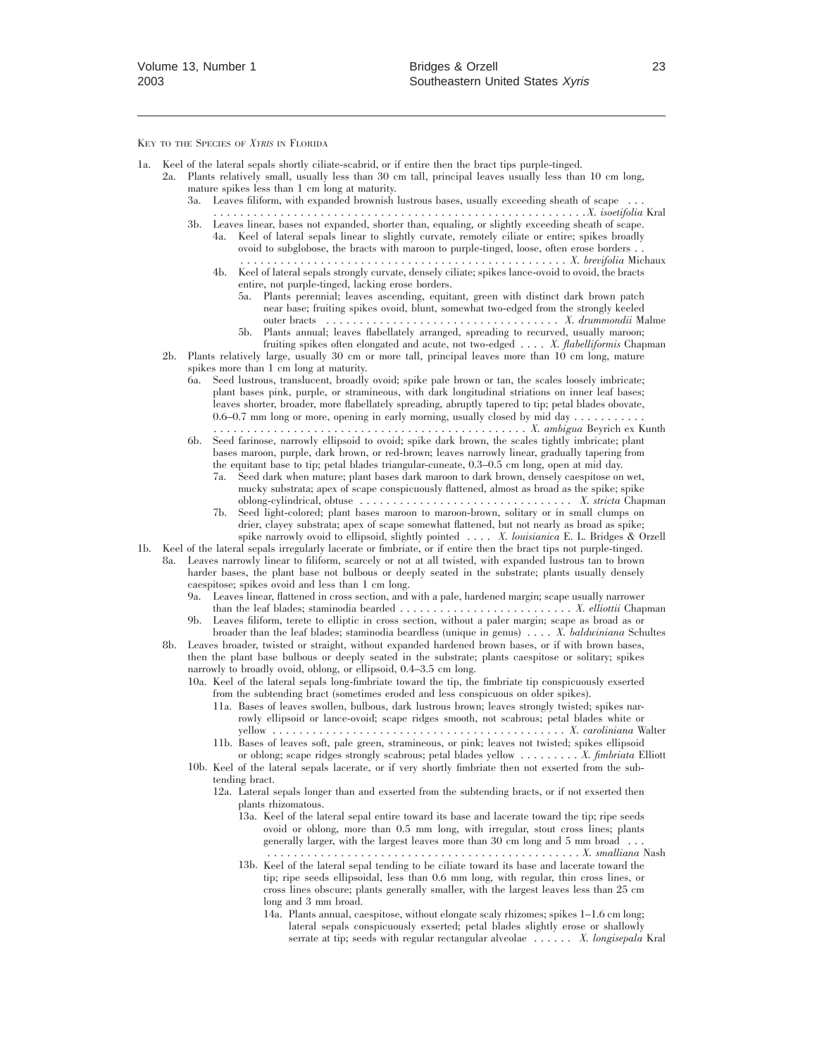Key to the Species of *Xyris* in Florida

1a. Keel of the lateral sepals shortly ciliate-scabrid, or if entire then the bract tips purple-tinged.

  2a. Plants relatively small, usually less than 30 cm tall, principal leaves usually less than 10 cm long, mature spikes less than 1 cm long at maturity.

    3a. Leaves filiform, with expanded brownish lustrous bases, usually exceeding sheath of scape . . . . . . . . . . . . . . . . . . . . . . . . . . . . . . . . . . . . . . . . . . . . . . . . . . . . . . . . . . . . . *X. isoetifolia* Kral

    3b. Leaves linear, bases not expanded, shorter than, equaling, or slightly exceeding sheath of scape.

      4a. Keel of lateral sepals linear to slightly curvate, remotely ciliate or entire; spikes broadly ovoid to subglobose, the bracts with maroon to purple-tinged, loose, often erose borders . . . . . . . . . . . . . . . . . . . . . . . . . . . . . . . . . . . . . . . . . . . . . . . . . . . . . . *X. brevifolia* Michaux

      4b. Keel of lateral sepals strongly curvate, densely ciliate; spikes lance-ovoid to ovoid, the bracts entire, not purple-tinged, lacking erose borders.

        5a. Plants perennial; leaves ascending, equitant, green with distinct dark brown patch near base; fruiting spikes ovoid, blunt, somewhat two-edged from the strongly keeled outer bracts . . . . . . . . . . . . . . . . . . . . . . . . . . . . . . . . . . . *X. drummondii* Malme

        5b. Plants annual; leaves flabellately arranged, spreading to recurved, usually maroon; fruiting spikes often elongated and acute, not two-edged . . . . *X. flabelliformis* Chapman

  2b. Plants relatively large, usually 30 cm or more tall, principal leaves more than 10 cm long, mature spikes more than 1 cm long at maturity.

    6a. Seed lustrous, translucent, broadly ovoid; spike pale brown or tan, the scales loosely imbricate; plant bases pink, purple, or stramineous, with dark longitudinal striations on inner leaf bases; leaves shorter, broader, more flabellately spreading, abruptly tapered to tip; petal blades obovate, 0.6–0.7 mm long or more, opening in early morning, usually closed by mid day . . . . . . . . . . . . . . . . . . . . . . . . . . . . . . . . . . . . . . . . . . . . . . . . . . . . . . . *X. ambigua* Beyrich ex Kunth

    6b. Seed farinose, narrowly ellipsoid to ovoid; spike dark brown, the scales tightly imbricate; plant bases maroon, purple, dark brown, or red-brown; leaves narrowly linear, gradually tapering from the equitant base to tip; petal blades triangular-cuneate, 0.3–0.5 cm long, open at mid day.

      7a. Seed dark when mature; plant bases dark maroon to dark brown, densely caespitose on wet, mucky substrata; apex of scape conspicuously flattened, almost as broad as the spike; spike oblong-cylindrical, obtuse . . . . . . . . . . . . . . . . . . . . . . . . . . . . . . . . *X. stricta* Chapman

      7b. Seed light-colored; plant bases maroon to maroon-brown, solitary or in small clumps on drier, clayey substrata; apex of scape somewhat flattened, but not nearly as broad as spike; spike narrowly ovoid to ellipsoid, slightly pointed . . . . *X. louisianica* E. L. Bridges & Orzell

1b. Keel of the lateral sepals irregularly lacerate or fimbriate, or if entire then the bract tips not purple-tinged.

  8a. Leaves narrowly linear to filiform, scarcely or not at all twisted, with expanded lustrous tan to brown harder bases, the plant base not bulbous or deeply seated in the substrate; plants usually densely caespitose; spikes ovoid and less than 1 cm long.

    9a. Leaves linear, flattened in cross section, and with a pale, hardened margin; scape usually narrower than the leaf blades; staminodia bearded . . . . . . . . . . . . . . . . . . . . . . . . . . *X. elliottii* Chapman

    9b. Leaves filiform, terete to elliptic in cross section, without a paler margin; scape as broad as or broader than the leaf blades; staminodia beardless (unique in genus) . . . . *X. baldwiniana* Schultes

  8b. Leaves broader, twisted or straight, without expanded hardened brown bases, or if with brown bases, then the plant base bulbous or deeply seated in the substrate; plants caespitose or solitary; spikes narrowly to broadly ovoid, oblong, or ellipsoid, 0.4–3.5 cm long.

    10a. Keel of the lateral sepals long-fimbriate toward the tip, the fimbriate tip conspicuously exserted from the subtending bract (sometimes eroded and less conspicuous on older spikes).

      11a. Bases of leaves swollen, bulbous, dark lustrous brown; leaves strongly twisted; spikes narrowly ellipsoid or lance-ovoid; scape ridges smooth, not scabrous; petal blades white or yellow . . . . . . . . . . . . . . . . . . . . . . . . . . . . . . . . . . . . . . . . . . . . *X. caroliniana* Walter

      11b. Bases of leaves soft, pale green, stramineous, or pink; leaves not twisted; spikes ellipsoid or oblong; scape ridges strongly scabrous; petal blades yellow . . . . . . . . . *X. fimbriata* Elliott

    10b. Keel of the lateral sepals lacerate, or if very shortly fimbriate then not exserted from the subtending bract.

      12a. Lateral sepals longer than and exserted from the subtending bracts, or if not exserted then plants rhizomatous.

        13a. Keel of the lateral sepal entire toward its base and lacerate toward the tip; ripe seeds ovoid or oblong, more than 0.5 mm long, with irregular, stout cross lines; plants generally larger, with the largest leaves more than 30 cm long and 5 mm broad . . . . . . . . . . . . . . . . . . . . . . . . . . . . . . . . . . . . . . . . . . . . . . . . . . . . . . . *X. smalliana* Nash

        13b. Keel of the lateral sepal tending to be ciliate toward its base and lacerate toward the tip; ripe seeds ellipsoidal, less than 0.6 mm long, with regular, thin cross lines, or cross lines obscure; plants generally smaller, with the largest leaves less than 25 cm long and 3 mm broad.

          14a. Plants annual, caespitose, without elongate scaly rhizomes; spikes 1–1.6 cm long; lateral sepals conspicuously exserted; petal blades slightly erose or shallowly serrate at tip; seeds with regular rectangular alveolae . . . . . . *X. longisepala* Kral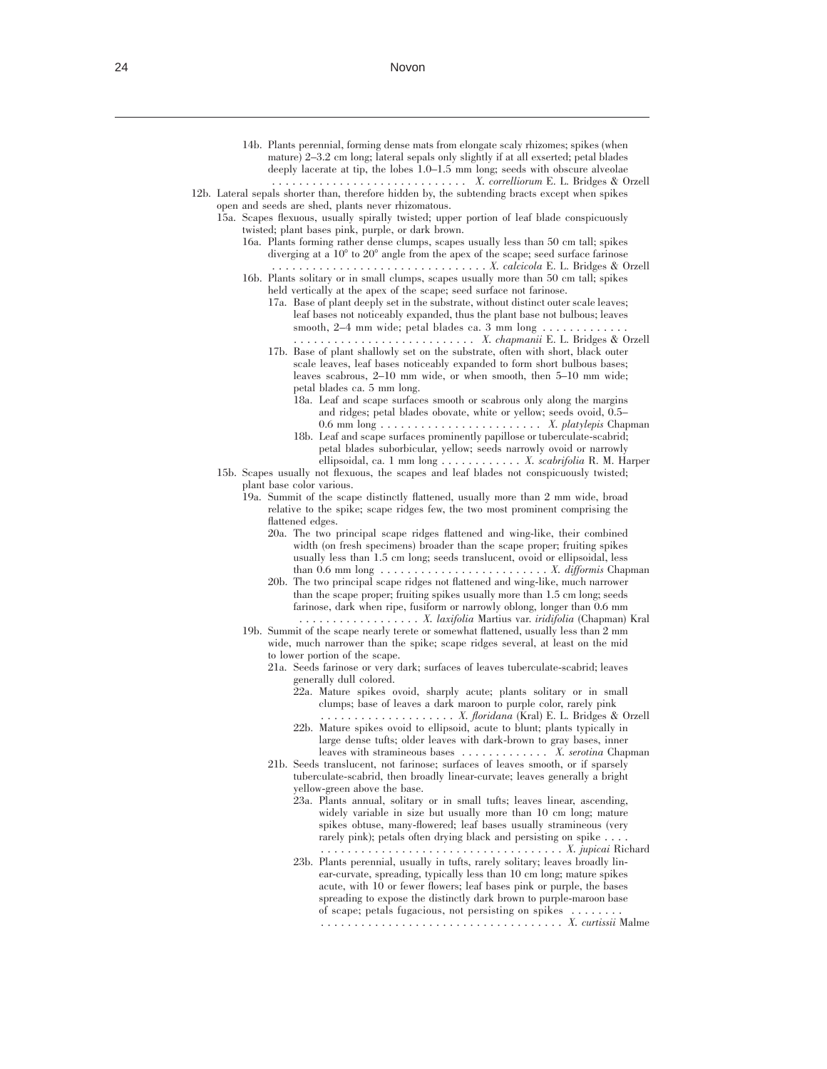14b. Plants perennial, forming dense mats from elongate scaly rhizomes; spikes (when mature) 2–3.2 cm long; lateral sepals only slightly if at all exserted; petal blades deeply lacerate at tip, the lobes 1.0–1.5 mm long; seeds with obscure alveolae . . . . . . . . . . . . . . . . . . . . . . . . . . . . . *X. correlliorum* E. L. Bridges & Orzell

12b. Lateral sepals shorter than, therefore hidden by, the subtending bracts except when spikes open and seeds are shed, plants never rhizomatous.

15a. Scapes flexuous, usually spirally twisted; upper portion of leaf blade conspicuously twisted; plant bases pink, purple, or dark brown.

16a. Plants forming rather dense clumps, scapes usually less than 50 cm tall; spikes diverging at a 10° to 20° angle from the apex of the scape; seed surface farinose . . . . . . . . . . . . . . . . . . . . . . . . . . . . . . . . *X. calcicola* E. L. Bridges & Orzell

16b. Plants solitary or in small clumps, scapes usually more than 50 cm tall; spikes held vertically at the apex of the scape; seed surface not farinose.

17a. Base of plant deeply set in the substrate, without distinct outer scale leaves; leaf bases not noticeably expanded, thus the plant base not bulbous; leaves smooth, 2–4 mm wide; petal blades ca. 3 mm long . . . . . . . . . . . . . . . . . . . . . . . . . . . . . . . . . . . . . . *X. chapmanii* E. L. Bridges & Orzell

17b. Base of plant shallowly set on the substrate, often with short, black outer scale leaves, leaf bases noticeably expanded to form short bulbous bases; leaves scabrous, 2–10 mm wide, or when smooth, then 5–10 mm wide; petal blades ca. 5 mm long.

18a. Leaf and scape surfaces smooth or scabrous only along the margins and ridges; petal blades obovate, white or yellow; seeds ovoid, 0.5–0.6 mm long . . . . . . . . . . . . . . . . . . . . . . . . *X. platylepis* Chapman

18b. Leaf and scape surfaces prominently papillose or tuberculate-scabrid; petal blades suborbicular, yellow; seeds narrowly ovoid or narrowly ellipsoidal, ca. 1 mm long . . . . . . . . . . . . *X. scabrifolia* R. M. Harper

15b. Scapes usually not flexuous, the scapes and leaf blades not conspicuously twisted; plant base color various.

19a. Summit of the scape distinctly flattened, usually more than 2 mm wide, broad relative to the spike; scape ridges few, the two most prominent comprising the flattened edges.

20a. The two principal scape ridges flattened and wing-like, their combined width (on fresh specimens) broader than the scape proper; fruiting spikes usually less than 1.5 cm long; seeds translucent, ovoid or ellipsoidal, less than 0.6 mm long . . . . . . . . . . . . . . . . . . . . . . . . . *X. difformis* Chapman

20b. The two principal scape ridges not flattened and wing-like, much narrower than the scape proper; fruiting spikes usually more than 1.5 cm long; seeds farinose, dark when ripe, fusiform or narrowly oblong, longer than 0.6 mm . . . . . . . . . . . . . . . . . . *X. laxifolia* Martius var. *iridifolia* (Chapman) Kral

19b. Summit of the scape nearly terete or somewhat flattened, usually less than 2 mm wide, much narrower than the spike; scape ridges several, at least on the mid to lower portion of the scape.

21a. Seeds farinose or very dark; surfaces of leaves tuberculate-scabrid; leaves generally dull colored.

22a. Mature spikes ovoid, sharply acute; plants solitary or in small clumps; base of leaves a dark maroon to purple color, rarely pink . . . . . . . . . . . . . . . . . . . . *X. floridana* (Kral) E. L. Bridges & Orzell

22b. Mature spikes ovoid to ellipsoid, acute to blunt; plants typically in large dense tufts; older leaves with dark-brown to gray bases, inner leaves with stramineous bases . . . . . . . . . . . . . *X. serotina* Chapman

21b. Seeds translucent, not farinose; surfaces of leaves smooth, or if sparsely tuberculate-scabrid, then broadly linear-curvate; leaves generally a bright yellow-green above the base.

23a. Plants annual, solitary or in small tufts; leaves linear, ascending, widely variable in size but usually more than 10 cm long; mature spikes obtuse, many-flowered; leaf bases usually stramineous (very rarely pink); petals often drying black and persisting on spike . . . . . . . . . . . . . . . . . . . . . . . . . . . . . . . . . . . . . . . . *X. jupicai* Richard

23b. Plants perennial, usually in tufts, rarely solitary; leaves broadly linear-curvate, spreading, typically less than 10 cm long; mature spikes acute, with 10 or fewer flowers; leaf bases pink or purple, the bases spreading to expose the distinctly dark brown to purple-maroon base of scape; petals fugacious, not persisting on spikes . . . . . . . . . . . . . . . . . . . . . . . . . . . . . . . . . . . . . . . . . . . . *X. curtissii* Malme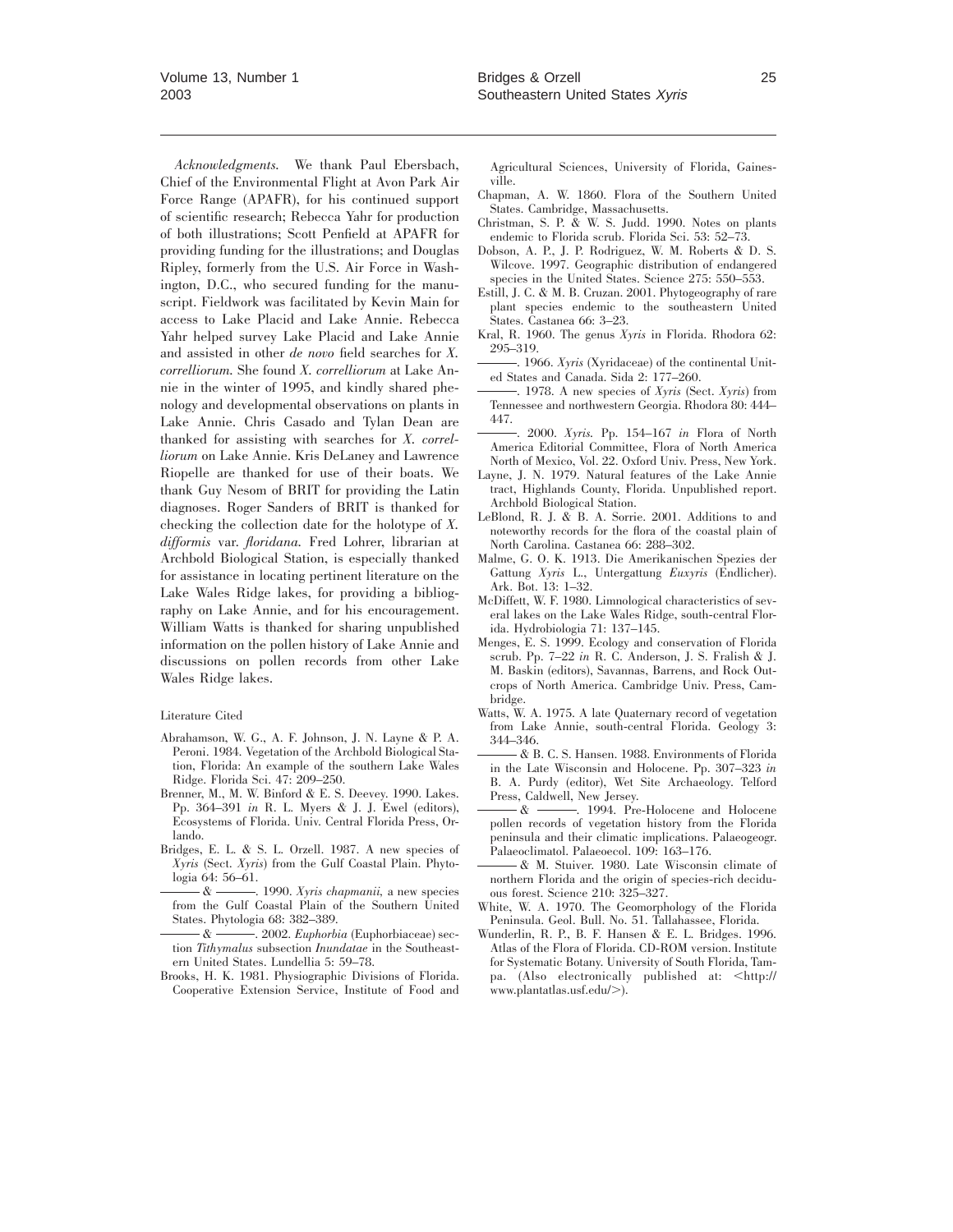*Acknowledgments.* We thank Paul Ebersbach, Chief of the Environmental Flight at Avon Park Air Force Range (APAFR), for his continued support of scientific research; Rebecca Yahr for production of both illustrations; Scott Penfield at APAFR for providing funding for the illustrations; and Douglas Ripley, formerly from the U.S. Air Force in Washington, D.C., who secured funding for the manuscript. Fieldwork was facilitated by Kevin Main for access to Lake Placid and Lake Annie. Rebecca Yahr helped survey Lake Placid and Lake Annie and assisted in other *de novo* field searches for *X. correlliorum.* She found *X. correlliorum* at Lake Annie in the winter of 1995, and kindly shared phenology and developmental observations on plants in Lake Annie. Chris Casado and Tylan Dean are thanked for assisting with searches for *X. correlliorum* on Lake Annie. Kris DeLaney and Lawrence Riopelle are thanked for use of their boats. We thank Guy Nesom of BRIT for providing the Latin diagnoses. Roger Sanders of BRIT is thanked for checking the collection date for the holotype of *X. difformis* var. *floridana.* Fred Lohrer, librarian at Archbold Biological Station, is especially thanked for assistance in locating pertinent literature on the Lake Wales Ridge lakes, for providing a bibliography on Lake Annie, and for his encouragement. William Watts is thanked for sharing unpublished information on the pollen history of Lake Annie and discussions on pollen records from other Lake Wales Ridge lakes.

## Literature Cited

Abrahamson, W. G., A. F. Johnson, J. N. Layne & P. A. Peroni. 1984. Vegetation of the Archbold Biological Station, Florida: An example of the southern Lake Wales Ridge. Florida Sci. 47: 209–250.

Brenner, M., M. W. Binford & E. S. Deevey. 1990. Lakes. Pp. 364–391 *in* R. L. Myers & J. J. Ewel (editors), Ecosystems of Florida. Univ. Central Florida Press, Orlando.

Bridges, E. L. & S. L. Orzell. 1987. A new species of *Xyris* (Sect. *Xyris*) from the Gulf Coastal Plain. Phytologia 64: 56–61.

——— & ———. 1990. *Xyris chapmanii,* a new species from the Gulf Coastal Plain of the Southern United States. Phytologia 68: 382–389.

——— & ———. 2002. *Euphorbia* (Euphorbiaceae) section *Tithymalus* subsection *Inundatae* in the Southeastern United States. Lundellia 5: 59–78.

Brooks, H. K. 1981. Physiographic Divisions of Florida. Cooperative Extension Service, Institute of Food and Agricultural Sciences, University of Florida, Gainesville.

Chapman, A. W. 1860. Flora of the Southern United States. Cambridge, Massachusetts.

Christman, S. P. & W. S. Judd. 1990. Notes on plants endemic to Florida scrub. Florida Sci. 53: 52–73.

Dobson, A. P., J. P. Rodriguez, W. M. Roberts & D. S. Wilcove. 1997. Geographic distribution of endangered species in the United States. Science 275: 550–553.

Estill, J. C. & M. B. Cruzan. 2001. Phytogeography of rare plant species endemic to the southeastern United States. Castanea 66: 3–23.

Kral, R. 1960. The genus *Xyris* in Florida. Rhodora 62: 295–319.

———. 1966. *Xyris* (Xyridaceae) of the continental United States and Canada. Sida 2: 177–260.

———. 1978. A new species of *Xyris* (Sect. *Xyris*) from Tennessee and northwestern Georgia. Rhodora 80: 444–447.

———. 2000. *Xyris.* Pp. 154–167 *in* Flora of North America Editorial Committee, Flora of North America North of Mexico, Vol. 22. Oxford Univ. Press, New York.

Layne, J. N. 1979. Natural features of the Lake Annie tract, Highlands County, Florida. Unpublished report. Archbold Biological Station.

LeBlond, R. J. & B. A. Sorrie. 2001. Additions to and noteworthy records for the flora of the coastal plain of North Carolina. Castanea 66: 288–302.

Malme, G. O. K. 1913. Die Amerikanischen Spezies der Gattung *Xyris* L., Untergattung *Euxyris* (Endlicher). Ark. Bot. 13: 1–32.

McDiffett, W. F. 1980. Limnological characteristics of several lakes on the Lake Wales Ridge, south-central Florida. Hydrobiologia 71: 137–145.

Menges, E. S. 1999. Ecology and conservation of Florida scrub. Pp. 7–22 *in* R. C. Anderson, J. S. Fralish & J. M. Baskin (editors), Savannas, Barrens, and Rock Outcrops of North America. Cambridge Univ. Press, Cambridge.

Watts, W. A. 1975. A late Quaternary record of vegetation from Lake Annie, south-central Florida. Geology 3: 344–346.

——— & B. C. S. Hansen. 1988. Environments of Florida in the Late Wisconsin and Holocene. Pp. 307–323 *in* B. A. Purdy (editor), Wet Site Archaeology. Telford Press, Caldwell, New Jersey.

——— & ———. 1994. Pre-Holocene and Holocene pollen records of vegetation history from the Florida peninsula and their climatic implications. Palaeogeogr. Palaeoclimatol. Palaeoecol. 109: 163–176.

——— & M. Stuiver. 1980. Late Wisconsin climate of northern Florida and the origin of species-rich deciduous forest. Science 210: 325–327.

White, W. A. 1970. The Geomorphology of the Florida Peninsula. Geol. Bull. No. 51. Tallahassee, Florida.

Wunderlin, R. P., B. F. Hansen & E. L. Bridges. 1996. Atlas of the Flora of Florida. CD-ROM version. Institute for Systematic Botany. University of South Florida, Tampa. (Also electronically published at: <http://www.plantatlas.usf.edu/>).